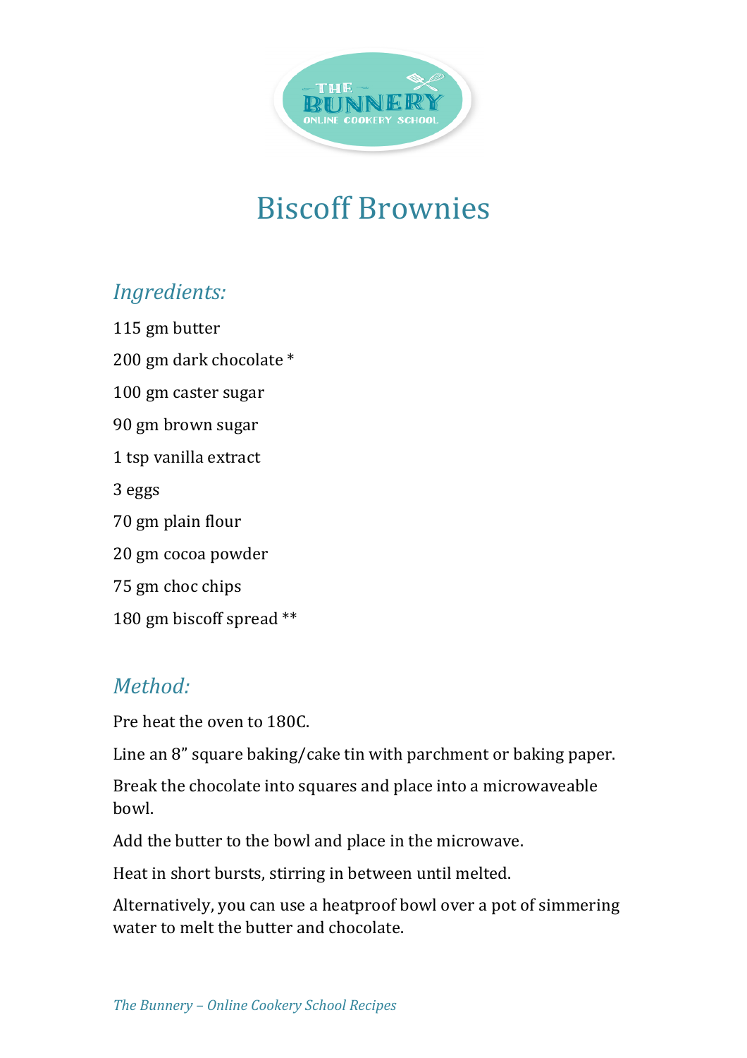# Biscoff Brownies

## *Ingredients:*

115 gm butter

200 gm dark chocolate *

100 gm caster sugar

90 gm brown sugar

1 tsp vanilla extract

3 eggs

70 gm plain flour

20 gm cocoa powder

75 gm choc chips

180 gm biscoff spread **

## *Method:*

Pre heat the oven to 180C.

Line an 8" square baking/cake tin with parchment or baking paper.

Break the chocolate into squares and place into a microwaveable bowl.

Add the butter to the bowl and place in the microwave.

Heat in short bursts, stirring in between until melted.

Alternatively, you can use a heatproof bowl over a pot of simmering water to melt the butter and chocolate.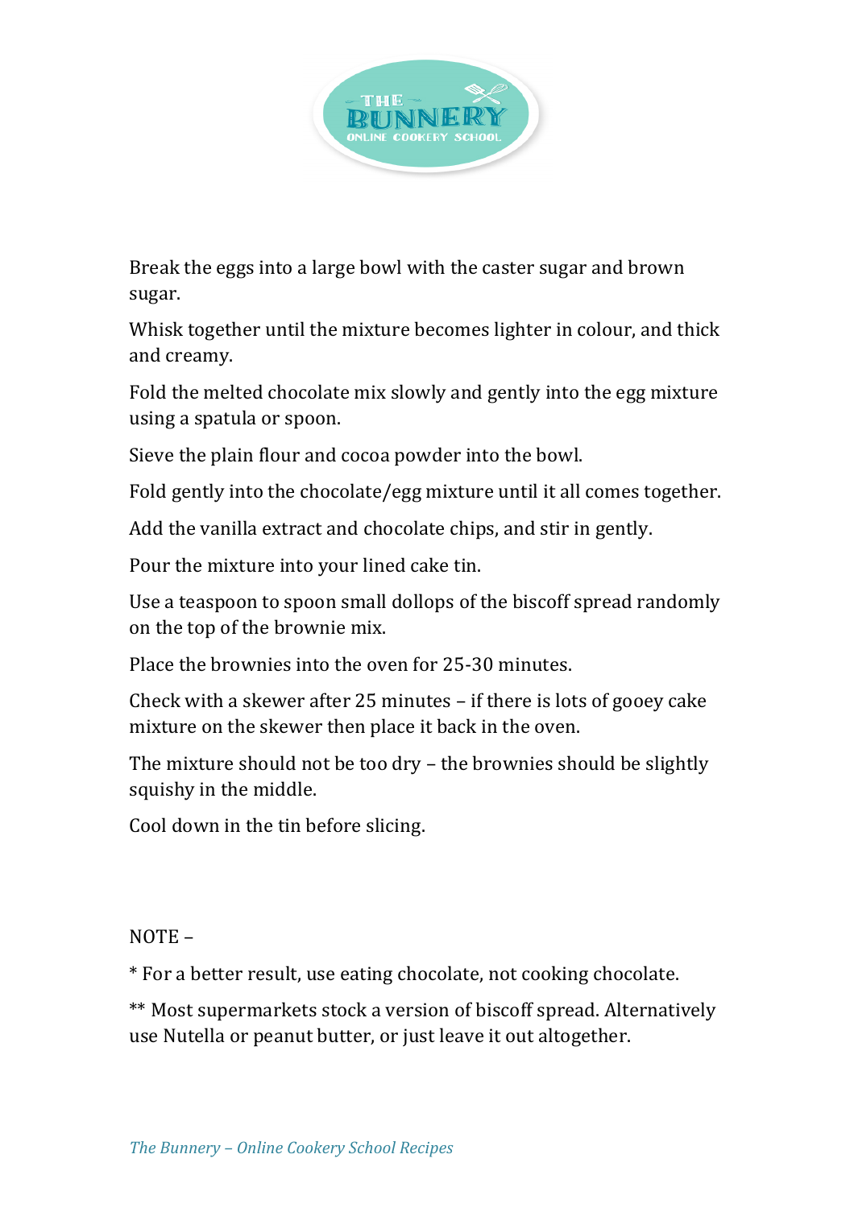Break the eggs into a large bowl with the caster sugar and brown sugar.

Whisk together until the mixture becomes lighter in colour, and thick and creamy.

Fold the melted chocolate mix slowly and gently into the egg mixture using a spatula or spoon.

Sieve the plain flour and cocoa powder into the bowl.

Fold gently into the chocolate/egg mixture until it all comes together.

Add the vanilla extract and chocolate chips, and stir in gently.

Pour the mixture into your lined cake tin.

Use a teaspoon to spoon small dollops of the biscoff spread randomly on the top of the brownie mix.

Place the brownies into the oven for 25-30 minutes.

Check with a skewer after 25 minutes – if there is lots of gooey cake mixture on the skewer then place it back in the oven.

The mixture should not be too dry – the brownies should be slightly squishy in the middle.

Cool down in the tin before slicing.

NOTE –

* For a better result, use eating chocolate, not cooking chocolate.

** Most supermarkets stock a version of biscoff spread. Alternatively use Nutella or peanut butter, or just leave it out altogether.